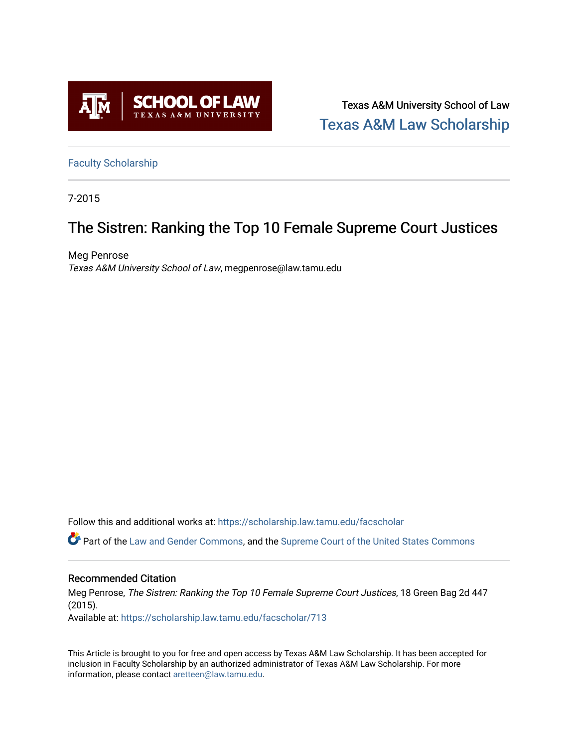SCHOOL OF LAW
TEXAS A&M UNIVERSITY

Texas A&M University School of Law

Texas A&M Law Scholarship

Faculty Scholarship

7-2015

# The Sistren: Ranking the Top 10 Female Supreme Court Justices

Meg Penrose

*Texas A&M University School of Law*, megpenrose@law.tamu.edu

Follow this and additional works at: https://scholarship.law.tamu.edu/facscholar

Part of the Law and Gender Commons, and the Supreme Court of the United States Commons

## Recommended Citation

Meg Penrose, *The Sistren: Ranking the Top 10 Female Supreme Court Justices*, 18 Green Bag 2d 447 (2015).

Available at: https://scholarship.law.tamu.edu/facscholar/713

This Article is brought to you for free and open access by Texas A&M Law Scholarship. It has been accepted for inclusion in Faculty Scholarship by an authorized administrator of Texas A&M Law Scholarship. For more information, please contact aretteen@law.tamu.edu.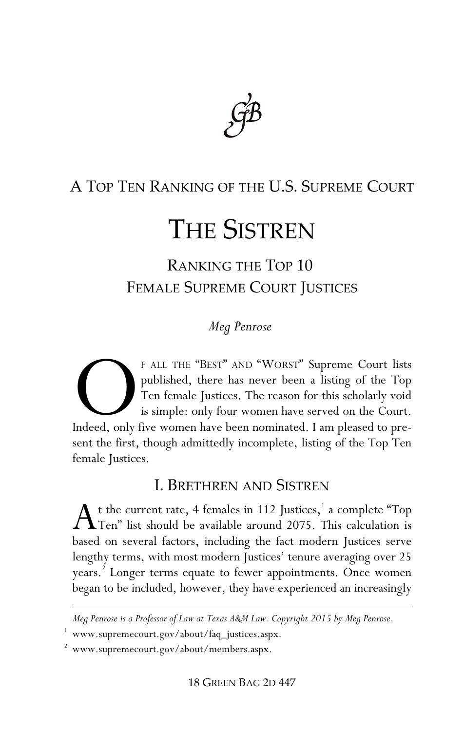# A Top Ten Ranking of the U.S. Supreme Court

# The Sistren

## Ranking the Top 10 Female Supreme Court Justices

*Meg Penrose*

Of all the "Best" and "Worst" Supreme Court lists published, there has never been a listing of the Top Ten female Justices. The reason for this scholarly void is simple: only four women have served on the Court. Indeed, only five women have been nominated. I am pleased to present the first, though admittedly incomplete, listing of the Top Ten female Justices.

## I. Brethren and Sistren

At the current rate, 4 females in 112 Justices,[1] a complete "Top Ten" list should be available around 2075. This calculation is based on several factors, including the fact modern Justices serve lengthy terms, with most modern Justices' tenure averaging over 25 years.[2] Longer terms equate to fewer appointments. Once women began to be included, however, they have experienced an increasingly

---

*Meg Penrose is a Professor of Law at Texas A&M Law. Copyright 2015 by Meg Penrose.*

[1] www.supremecourt.gov/about/faq_justices.aspx.

[2] www.supremecourt.gov/about/members.aspx.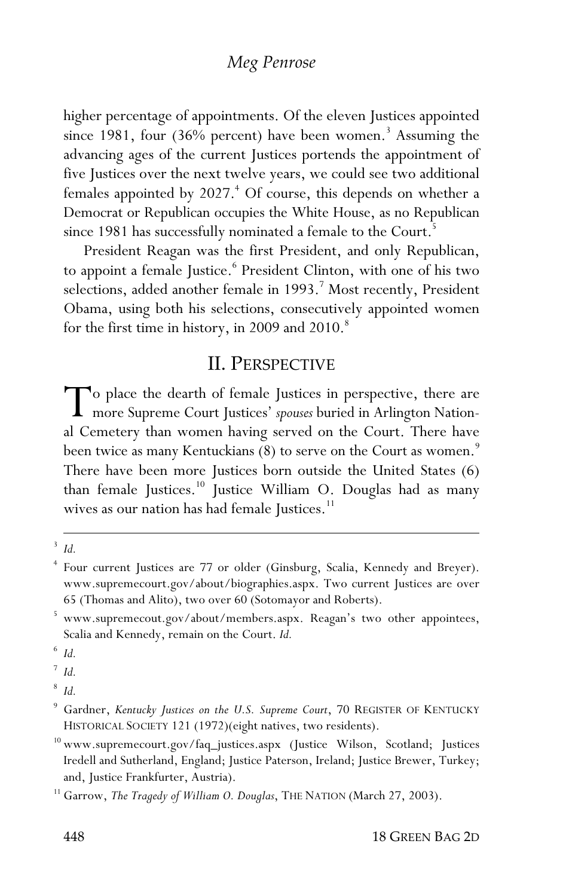higher percentage of appointments. Of the eleven Justices appointed since 1981, four (36% percent) have been women.[3] Assuming the advancing ages of the current Justices portends the appointment of five Justices over the next twelve years, we could see two additional females appointed by 2027.[4] Of course, this depends on whether a Democrat or Republican occupies the White House, as no Republican since 1981 has successfully nominated a female to the Court.[5]

President Reagan was the first President, and only Republican, to appoint a female Justice.[6] President Clinton, with one of his two selections, added another female in 1993.[7] Most recently, President Obama, using both his selections, consecutively appointed women for the first time in history, in 2009 and 2010.[8]

## II. PERSPECTIVE

To place the dearth of female Justices in perspective, there are more Supreme Court Justices' *spouses* buried in Arlington National Cemetery than women having served on the Court. There have been twice as many Kentuckians (8) to serve on the Court as women.[9] There have been more Justices born outside the United States (6) than female Justices.[10] Justice William O. Douglas had as many wives as our nation has had female Justices.[11]

---

[3] *Id.*

[4] Four current Justices are 77 or older (Ginsburg, Scalia, Kennedy and Breyer). www.supremecourt.gov/about/biographies.aspx. Two current Justices are over 65 (Thomas and Alito), two over 60 (Sotomayor and Roberts).

[5] www.supremecout.gov/about/members.aspx. Reagan's two other appointees, Scalia and Kennedy, remain on the Court. *Id.*

[6] *Id.*

[7] *Id.*

[8] *Id.*

[9] Gardner, *Kentucky Justices on the U.S. Supreme Court*, 70 REGISTER OF KENTUCKY HISTORICAL SOCIETY 121 (1972)(eight natives, two residents).

[10] www.supremecourt.gov/faq_justices.aspx (Justice Wilson, Scotland; Justices Iredell and Sutherland, England; Justice Paterson, Ireland; Justice Brewer, Turkey; and, Justice Frankfurter, Austria).

[11] Garrow, *The Tragedy of William O. Douglas*, THE NATION (March 27, 2003).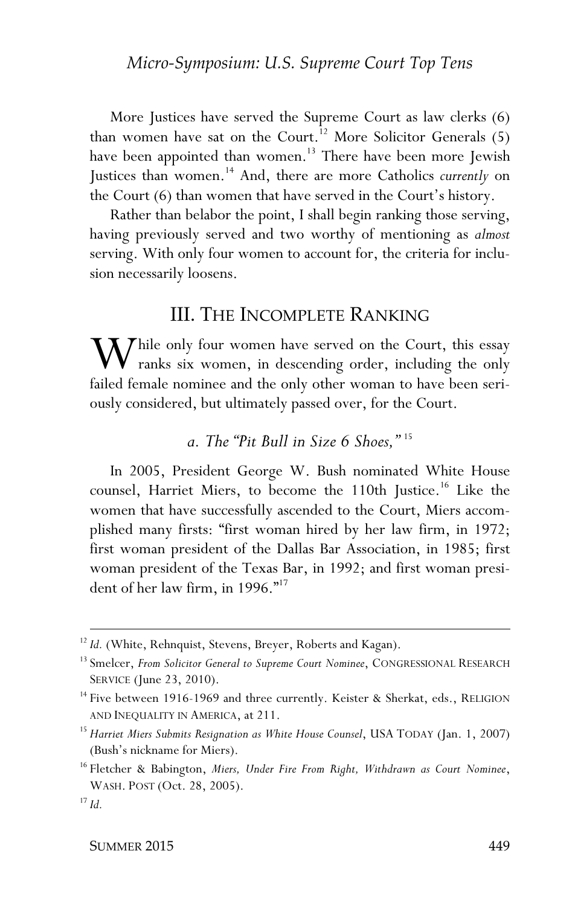More Justices have served the Supreme Court as law clerks (6) than women have sat on the Court.[12] More Solicitor Generals (5) have been appointed than women.[13] There have been more Jewish Justices than women.[14] And, there are more Catholics *currently* on the Court (6) than women that have served in the Court's history.

Rather than belabor the point, I shall begin ranking those serving, having previously served and two worthy of mentioning as *almost* serving. With only four women to account for, the criteria for inclusion necessarily loosens.

## III. THE INCOMPLETE RANKING

While only four women have served on the Court, this essay ranks six women, in descending order, including the only failed female nominee and the only other woman to have been seriously considered, but ultimately passed over, for the Court.

### *a. The "Pit Bull in Size 6 Shoes,"*[15]

In 2005, President George W. Bush nominated White House counsel, Harriet Miers, to become the 110th Justice.[16] Like the women that have successfully ascended to the Court, Miers accomplished many firsts: "first woman hired by her law firm, in 1972; first woman president of the Dallas Bar Association, in 1985; first woman president of the Texas Bar, in 1992; and first woman president of her law firm, in 1996."[17]

---

[12] *Id.* (White, Rehnquist, Stevens, Breyer, Roberts and Kagan).

[13] Smelcer, *From Solicitor General to Supreme Court Nominee*, CONGRESSIONAL RESEARCH SERVICE (June 23, 2010).

[14] Five between 1916-1969 and three currently. Keister & Sherkat, eds., RELIGION AND INEQUALITY IN AMERICA, at 211.

[15] *Harriet Miers Submits Resignation as White House Counsel*, USA TODAY (Jan. 1, 2007) (Bush's nickname for Miers).

[16] Fletcher & Babington, *Miers, Under Fire From Right, Withdrawn as Court Nominee*, WASH. POST (Oct. 28, 2005).

[17] *Id.*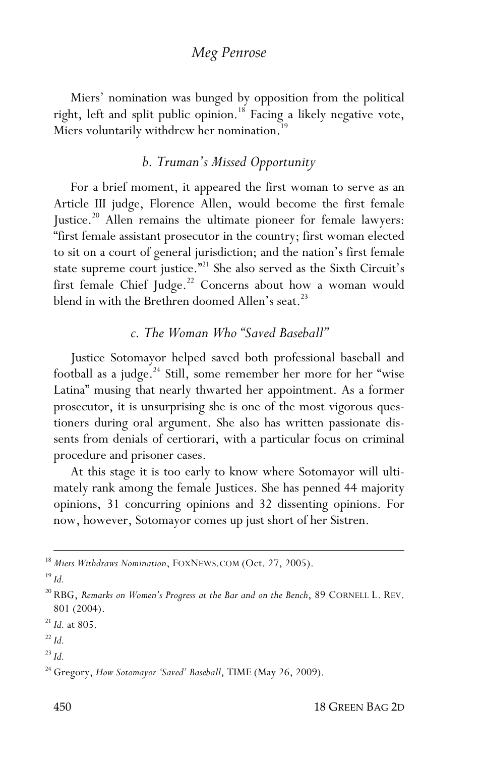Miers' nomination was bunged by opposition from the political right, left and split public opinion.[18] Facing a likely negative vote, Miers voluntarily withdrew her nomination.[19]

### *b. Truman's Missed Opportunity*

For a brief moment, it appeared the first woman to serve as an Article III judge, Florence Allen, would become the first female Justice.[20] Allen remains the ultimate pioneer for female lawyers: "first female assistant prosecutor in the country; first woman elected to sit on a court of general jurisdiction; and the nation's first female state supreme court justice."[21] She also served as the Sixth Circuit's first female Chief Judge.[22] Concerns about how a woman would blend in with the Brethren doomed Allen's seat.[23]

### *c. The Woman Who "Saved Baseball"*

Justice Sotomayor helped saved both professional baseball and football as a judge.[24] Still, some remember her more for her "wise Latina" musing that nearly thwarted her appointment. As a former prosecutor, it is unsurprising she is one of the most vigorous questioners during oral argument. She also has written passionate dissents from denials of certiorari, with a particular focus on criminal procedure and prisoner cases.

At this stage it is too early to know where Sotomayor will ultimately rank among the female Justices. She has penned 44 majority opinions, 31 concurring opinions and 32 dissenting opinions. For now, however, Sotomayor comes up just short of her Sistren.

---

[18] *Miers Withdraws Nomination*, FOXNEWS.COM (Oct. 27, 2005).

[19] *Id.*

[20] RBG, *Remarks on Women's Progress at the Bar and on the Bench*, 89 CORNELL L. REV. 801 (2004).

[21] *Id.* at 805.

[22] *Id.*

[23] *Id.*

[24] Gregory, *How Sotomayor 'Saved' Baseball*, TIME (May 26, 2009).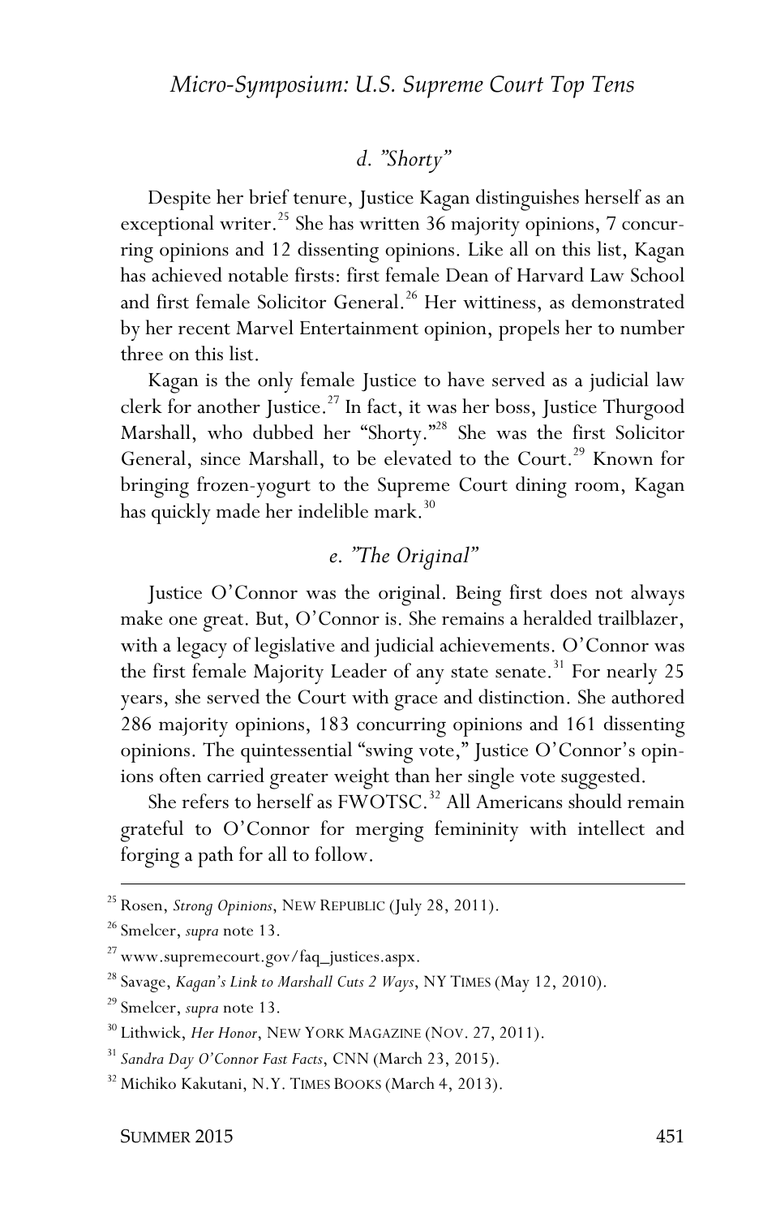### d. "Shorty"

Despite her brief tenure, Justice Kagan distinguishes herself as an exceptional writer.[25] She has written 36 majority opinions, 7 concurring opinions and 12 dissenting opinions. Like all on this list, Kagan has achieved notable firsts: first female Dean of Harvard Law School and first female Solicitor General.[26] Her wittiness, as demonstrated by her recent Marvel Entertainment opinion, propels her to number three on this list.

Kagan is the only female Justice to have served as a judicial law clerk for another Justice.[27] In fact, it was her boss, Justice Thurgood Marshall, who dubbed her "Shorty."[28] She was the first Solicitor General, since Marshall, to be elevated to the Court.[29] Known for bringing frozen-yogurt to the Supreme Court dining room, Kagan has quickly made her indelible mark.[30]

### e. "The Original"

Justice O'Connor was the original. Being first does not always make one great. But, O'Connor is. She remains a heralded trailblazer, with a legacy of legislative and judicial achievements. O'Connor was the first female Majority Leader of any state senate.[31] For nearly 25 years, she served the Court with grace and distinction. She authored 286 majority opinions, 183 concurring opinions and 161 dissenting opinions. The quintessential "swing vote," Justice O'Connor's opinions often carried greater weight than her single vote suggested.

She refers to herself as FWOTSC.[32] All Americans should remain grateful to O'Connor for merging femininity with intellect and forging a path for all to follow.

---

[25] Rosen, *Strong Opinions*, NEW REPUBLIC (July 28, 2011).

[26] Smelcer, *supra* note 13.

[27] www.supremecourt.gov/faq_justices.aspx.

[28] Savage, *Kagan's Link to Marshall Cuts 2 Ways*, NY TIMES (May 12, 2010).

[29] Smelcer, *supra* note 13.

[30] Lithwick, *Her Honor*, NEW YORK MAGAZINE (NOV. 27, 2011).

[31] *Sandra Day O'Connor Fast Facts*, CNN (March 23, 2015).

[32] Michiko Kakutani, N.Y. TIMES BOOKS (March 4, 2013).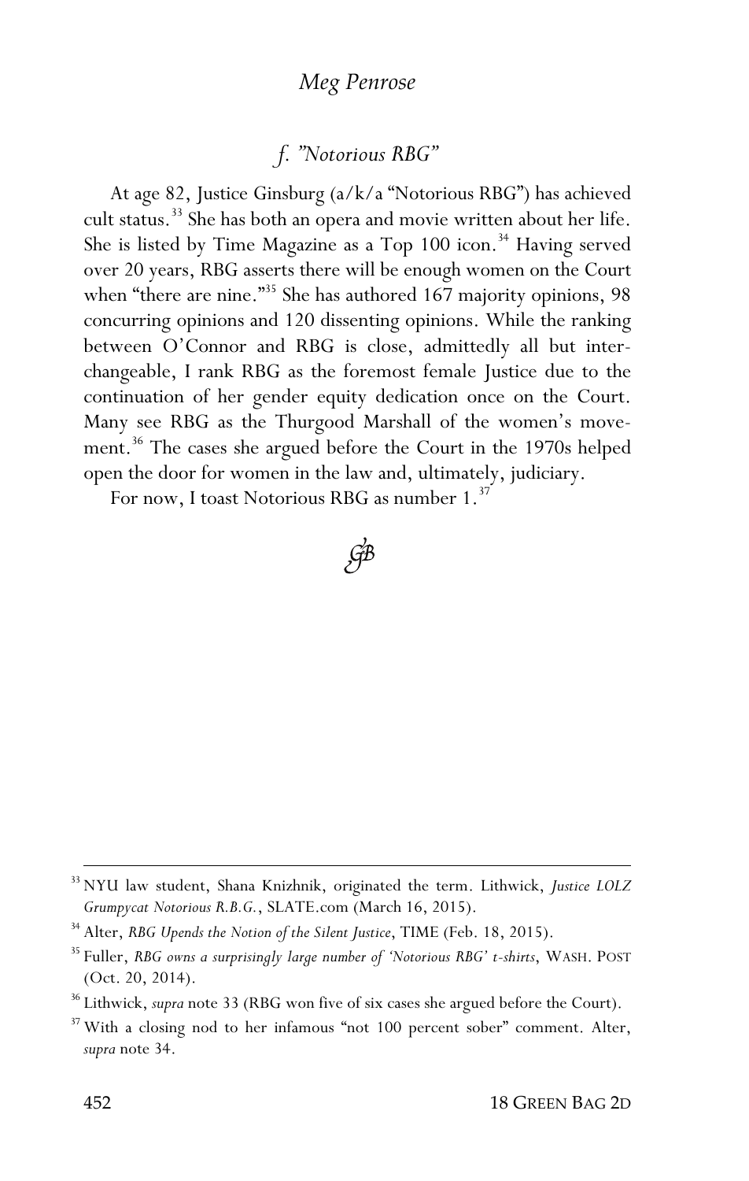### *f. "Notorious RBG"*

At age 82, Justice Ginsburg (a/k/a "Notorious RBG") has achieved cult status.[33] She has both an opera and movie written about her life. She is listed by Time Magazine as a Top 100 icon.[34] Having served over 20 years, RBG asserts there will be enough women on the Court when "there are nine."[35] She has authored 167 majority opinions, 98 concurring opinions and 120 dissenting opinions. While the ranking between O'Connor and RBG is close, admittedly all but interchangeable, I rank RBG as the foremost female Justice due to the continuation of her gender equity dedication once on the Court. Many see RBG as the Thurgood Marshall of the women's movement.[36] The cases she argued before the Court in the 1970s helped open the door for women in the law and, ultimately, judiciary.

For now, I toast Notorious RBG as number 1.[37]

---

[33] NYU law student, Shana Knizhnik, originated the term. Lithwick, *Justice LOLZ Grumpycat Notorious R.B.G.*, SLATE.com (March 16, 2015).

[34] Alter, *RBG Upends the Notion of the Silent Justice*, TIME (Feb. 18, 2015).

[35] Fuller, *RBG owns a surprisingly large number of 'Notorious RBG' t-shirts*, WASH. POST (Oct. 20, 2014).

[36] Lithwick, *supra* note 33 (RBG won five of six cases she argued before the Court).

[37] With a closing nod to her infamous "not 100 percent sober" comment. Alter, *supra* note 34.